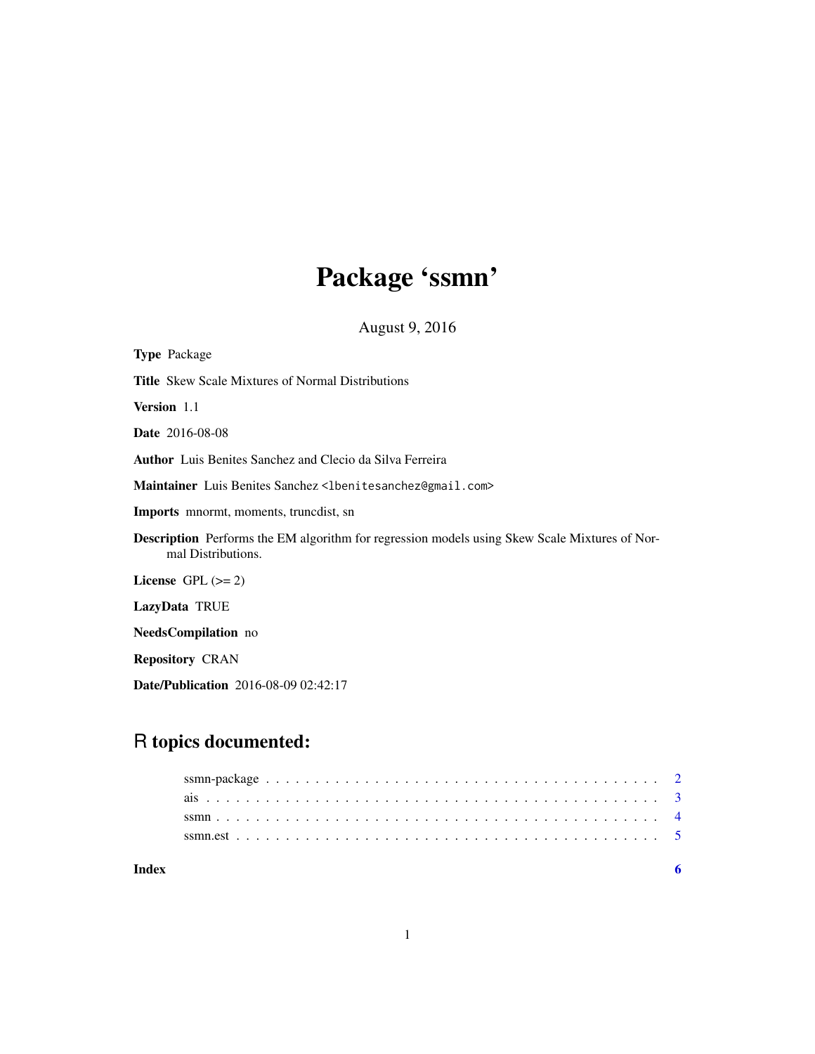# Package 'ssmn'

August 9, 2016

**Type** Package

**Title** Skew Scale Mixtures of Normal Distributions

**Version** 1.1

**Date** 2016-08-08

**Author** Luis Benites Sanchez and Clecio da Silva Ferreira

**Maintainer** Luis Benites Sanchez <lbenitesanchez@gmail.com>

**Imports** mnormt, moments, truncdist, sn

**Description** Performs the EM algorithm for regression models using Skew Scale Mixtures of Normal Distributions.

**License** GPL (>= 2)

**LazyData** TRUE

**NeedsCompilation** no

**Repository** CRAN

**Date/Publication** 2016-08-09 02:42:17

## R topics documented:

- ssmn-package . . . . . . . . . . . . . . . . . . . . . . . . . . . . . . . . . . . . . . . 2
- ais . . . . . . . . . . . . . . . . . . . . . . . . . . . . . . . . . . . . . . . . . . . . . 3
- ssmn . . . . . . . . . . . . . . . . . . . . . . . . . . . . . . . . . . . . . . . . . . . . 4
- ssmn.est . . . . . . . . . . . . . . . . . . . . . . . . . . . . . . . . . . . . . . . . . . 5

**Index** 6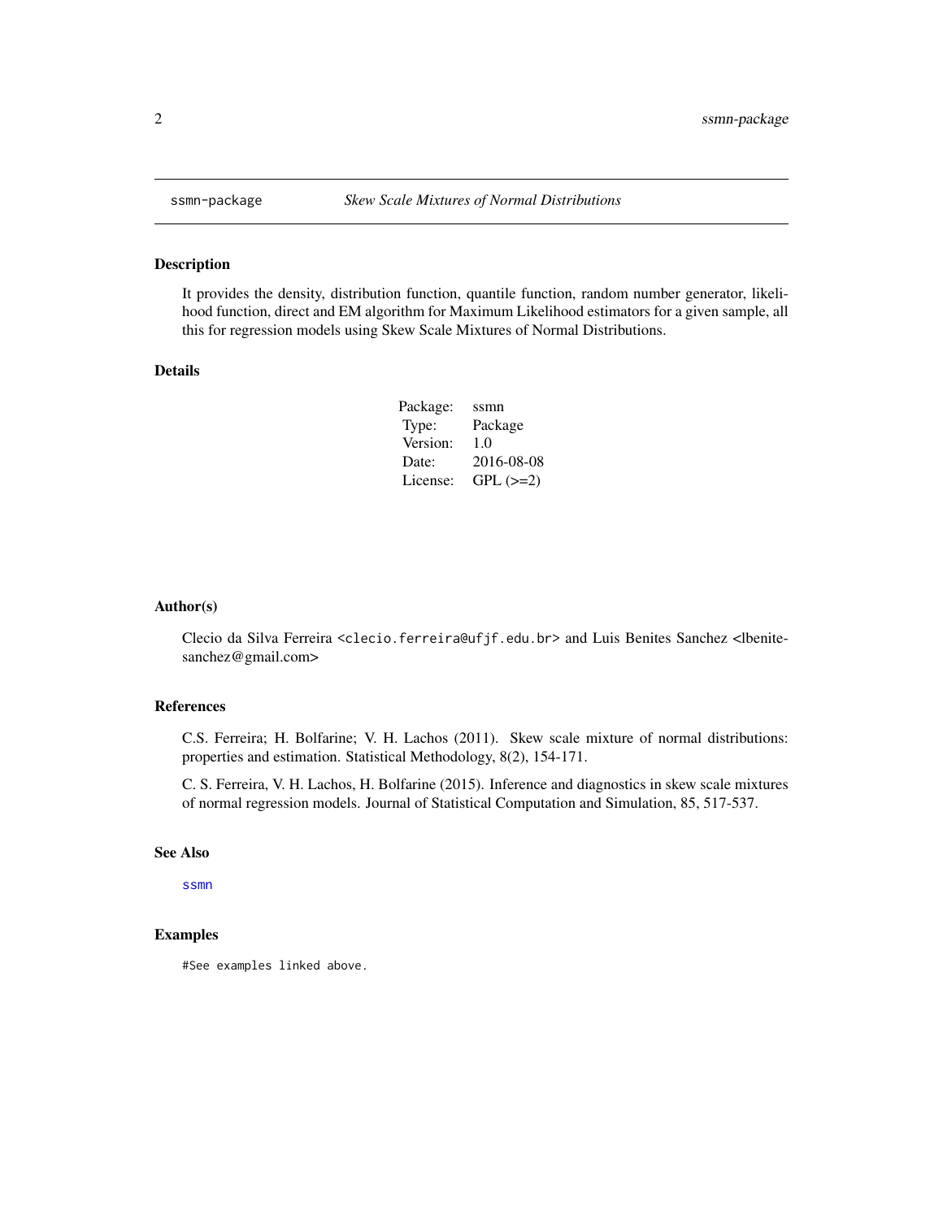# ssmn-package *Skew Scale Mixtures of Normal Distributions*

## Description

It provides the density, distribution function, quantile function, random number generator, likelihood function, direct and EM algorithm for Maximum Likelihood estimators for a given sample, all this for regression models using Skew Scale Mixtures of Normal Distributions.

## Details

| | |
|---|---|
| Package: | ssmn |
| Type: | Package |
| Version: | 1.0 |
| Date: | 2016-08-08 |
| License: | GPL (>=2) |

## Author(s)

Clecio da Silva Ferreira <clecio.ferreira@ufjf.edu.br> and Luis Benites Sanchez <lbenitesanchez@gmail.com>

## References

C.S. Ferreira; H. Bolfarine; V. H. Lachos (2011). Skew scale mixture of normal distributions: properties and estimation. Statistical Methodology, 8(2), 154-171.

C. S. Ferreira, V. H. Lachos, H. Bolfarine (2015). Inference and diagnostics in skew scale mixtures of normal regression models. Journal of Statistical Computation and Simulation, 85, 517-537.

## See Also

ssmn

## Examples

```
#See examples linked above.
```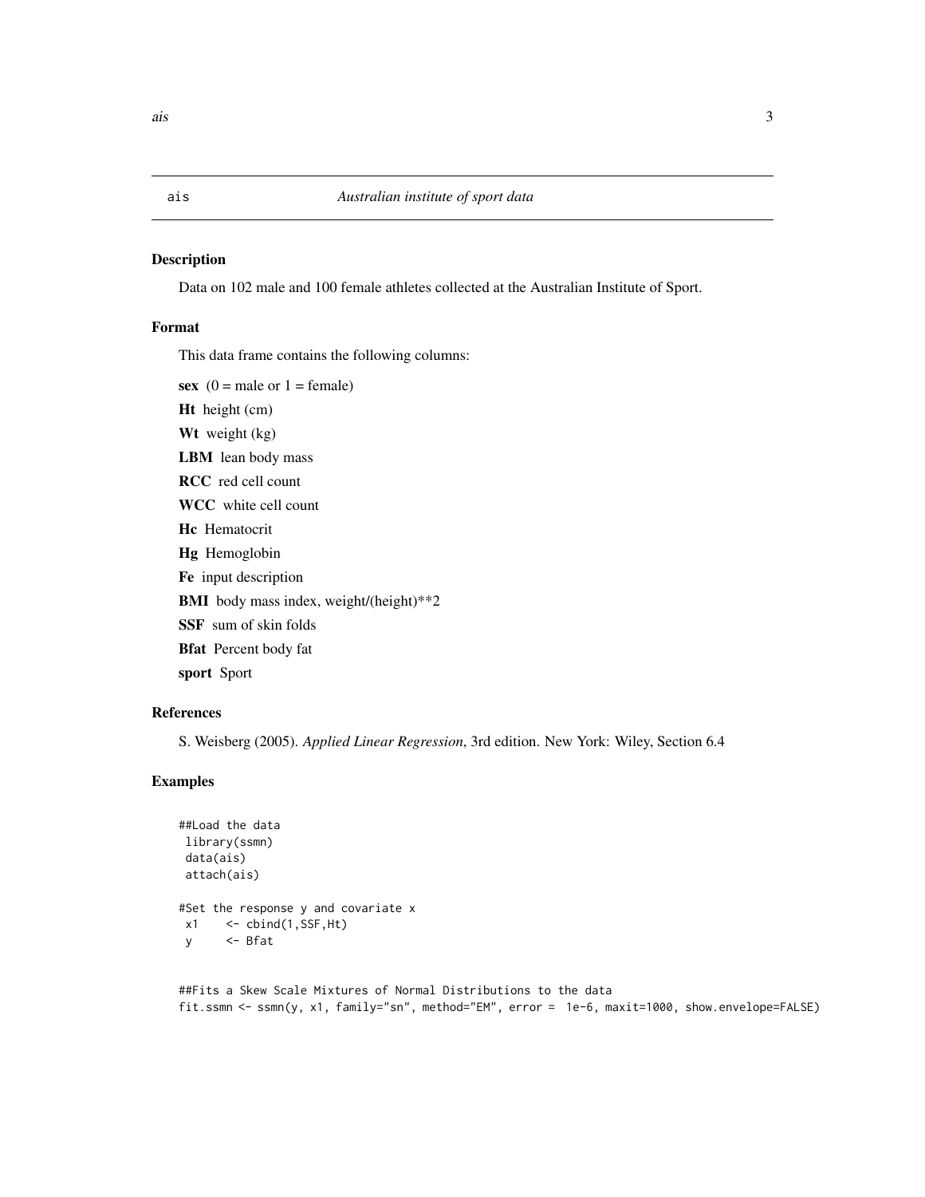# ais — *Australian institute of sport data*

## Description

Data on 102 male and 100 female athletes collected at the Australian Institute of Sport.

## Format

This data frame contains the following columns:

**sex** (0 = male or 1 = female)

**Ht** height (cm)

**Wt** weight (kg)

**LBM** lean body mass

**RCC** red cell count

**WCC** white cell count

**Hc** Hematocrit

**Hg** Hemoglobin

**Fe** input description

**BMI** body mass index, weight/(height)**2

**SSF** sum of skin folds

**Bfat** Percent body fat

**sport** Sport

## References

S. Weisberg (2005). *Applied Linear Regression*, 3rd edition. New York: Wiley, Section 6.4

## Examples

```
##Load the data
 library(ssmn)
 data(ais)
 attach(ais)

#Set the response y and covariate x
 x1    <- cbind(1,SSF,Ht)
 y     <- Bfat


##Fits a Skew Scale Mixtures of Normal Distributions to the data
fit.ssmn <- ssmn(y, x1, family="sn", method="EM", error =  1e-6, maxit=1000, show.envelope=FALSE)
```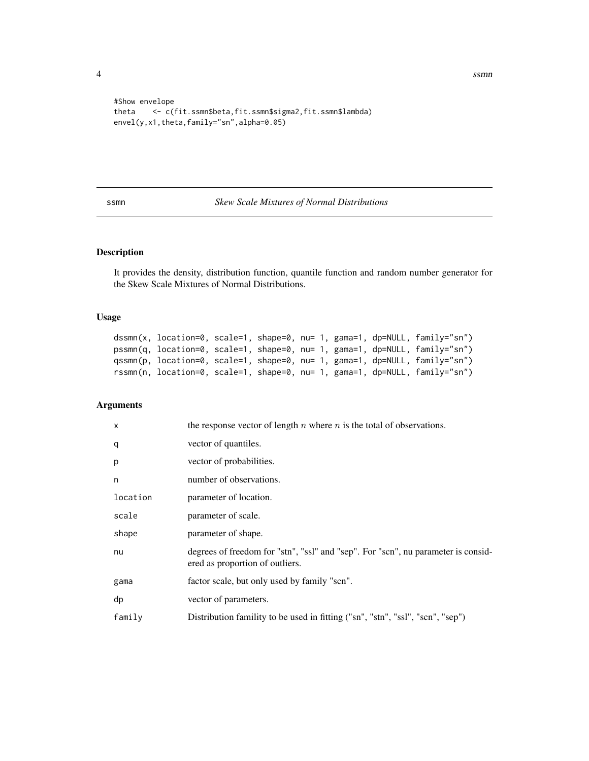```
#Show envelope
theta    <- c(fit.ssmn$beta,fit.ssmn$sigma2,fit.ssmn$lambda)
envel(y,x1,theta,family="sn",alpha=0.05)
```

---

ssmn *Skew Scale Mixtures of Normal Distributions*

---

## Description

It provides the density, distribution function, quantile function and random number generator for the Skew Scale Mixtures of Normal Distributions.

## Usage

```
dssmn(x, location=0, scale=1, shape=0, nu= 1, gama=1, dp=NULL, family="sn")
pssmn(q, location=0, scale=1, shape=0, nu= 1, gama=1, dp=NULL, family="sn")
qssmn(p, location=0, scale=1, shape=0, nu= 1, gama=1, dp=NULL, family="sn")
rssmn(n, location=0, scale=1, shape=0, nu= 1, gama=1, dp=NULL, family="sn")
```

## Arguments

| | |
|---|---|
| x | the response vector of length $n$ where $n$ is the total of observations. |
| q | vector of quantiles. |
| p | vector of probabilities. |
| n | number of observations. |
| location | parameter of location. |
| scale | parameter of scale. |
| shape | parameter of shape. |
| nu | degrees of freedom for "stn", "ssl" and "sep". For "scn", nu parameter is considered as proportion of outliers. |
| gama | factor scale, but only used by family "scn". |
| dp | vector of parameters. |
| family | Distribution famility to be used in fitting ("sn", "stn", "ssl", "scn", "sep") |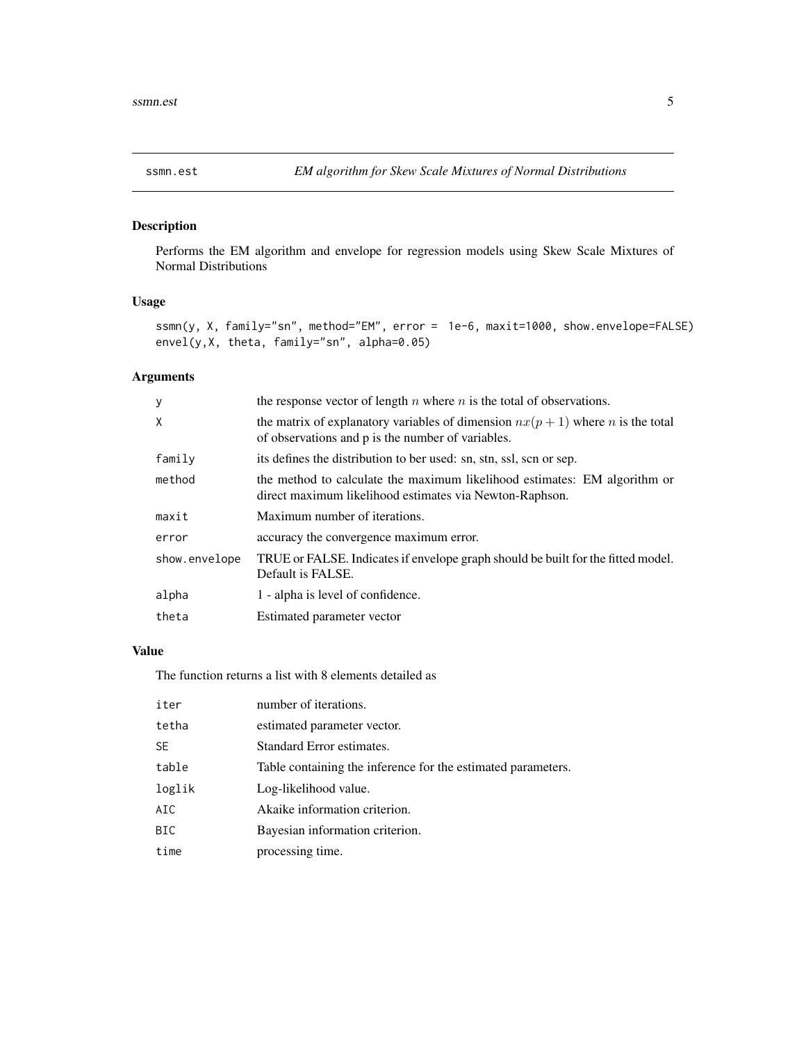ssmn.est *EM algorithm for Skew Scale Mixtures of Normal Distributions*

## Description

Performs the EM algorithm and envelope for regression models using Skew Scale Mixtures of Normal Distributions

## Usage

```
ssmn(y, X, family="sn", method="EM", error = 1e-6, maxit=1000, show.envelope=FALSE)
envel(y,X, theta, family="sn", alpha=0.05)
```

## Arguments

| | |
|---|---|
| y | the response vector of length $n$ where $n$ is the total of observations. |
| X | the matrix of explanatory variables of dimension $nx(p+1)$ where $n$ is the total of observations and p is the number of variables. |
| family | its defines the distribution to ber used: sn, stn, ssl, scn or sep. |
| method | the method to calculate the maximum likelihood estimates: EM algorithm or direct maximum likelihood estimates via Newton-Raphson. |
| maxit | Maximum number of iterations. |
| error | accuracy the convergence maximum error. |
| show.envelope | TRUE or FALSE. Indicates if envelope graph should be built for the fitted model. Default is FALSE. |
| alpha | 1 - alpha is level of confidence. |
| theta | Estimated parameter vector |

## Value

The function returns a list with 8 elements detailed as

| | |
|---|---|
| iter | number of iterations. |
| tetha | estimated parameter vector. |
| SE | Standard Error estimates. |
| table | Table containing the inference for the estimated parameters. |
| loglik | Log-likelihood value. |
| AIC | Akaike information criterion. |
| BIC | Bayesian information criterion. |
| time | processing time. |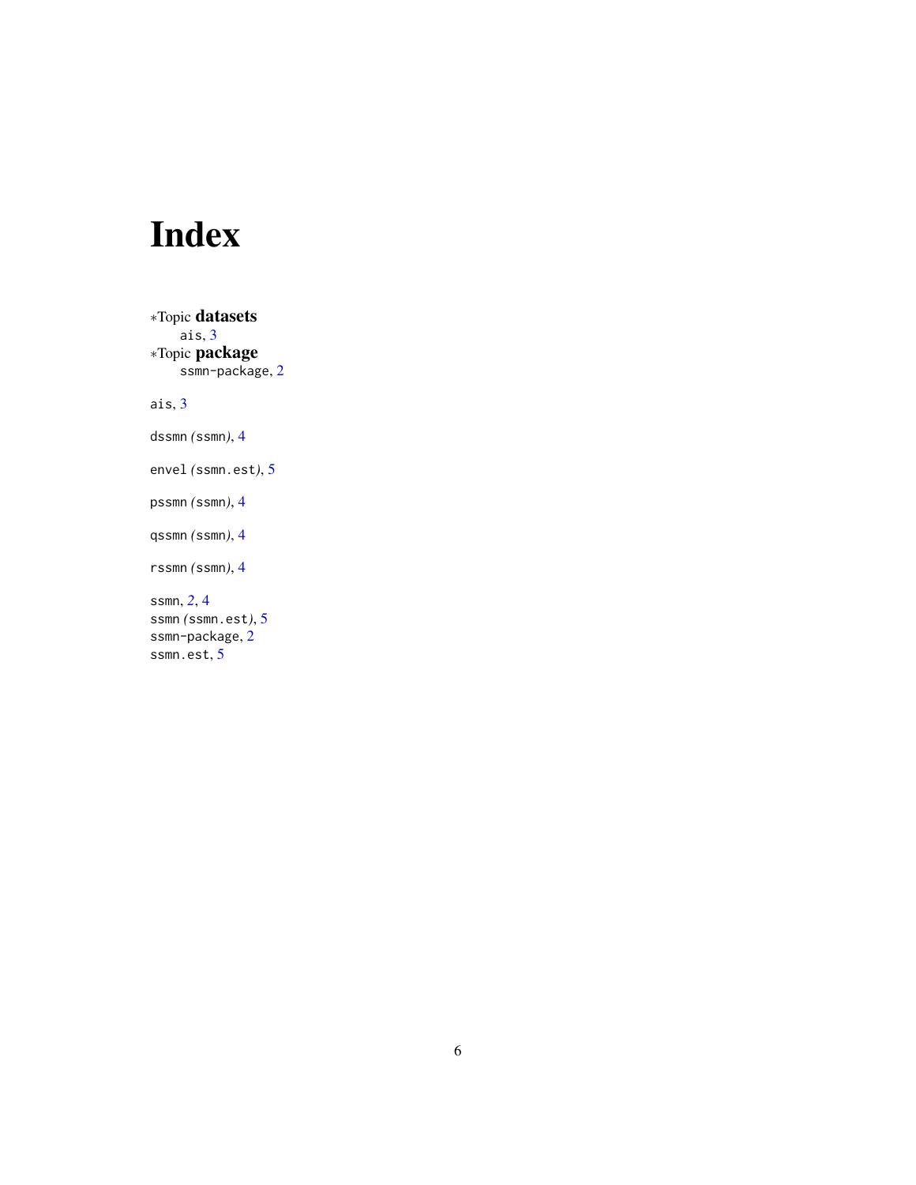# Index

*Topic **datasets**
    ais, 3
*Topic **package**
    ssmn-package, 2

ais, 3

dssmn *(ssmn)*, 4

envel *(ssmn.est)*, 5

pssmn *(ssmn)*, 4

qssmn *(ssmn)*, 4

rssmn *(ssmn)*, 4

ssmn, *2*, 4
ssmn *(ssmn.est)*, 5
ssmn-package, 2
ssmn.est, 5